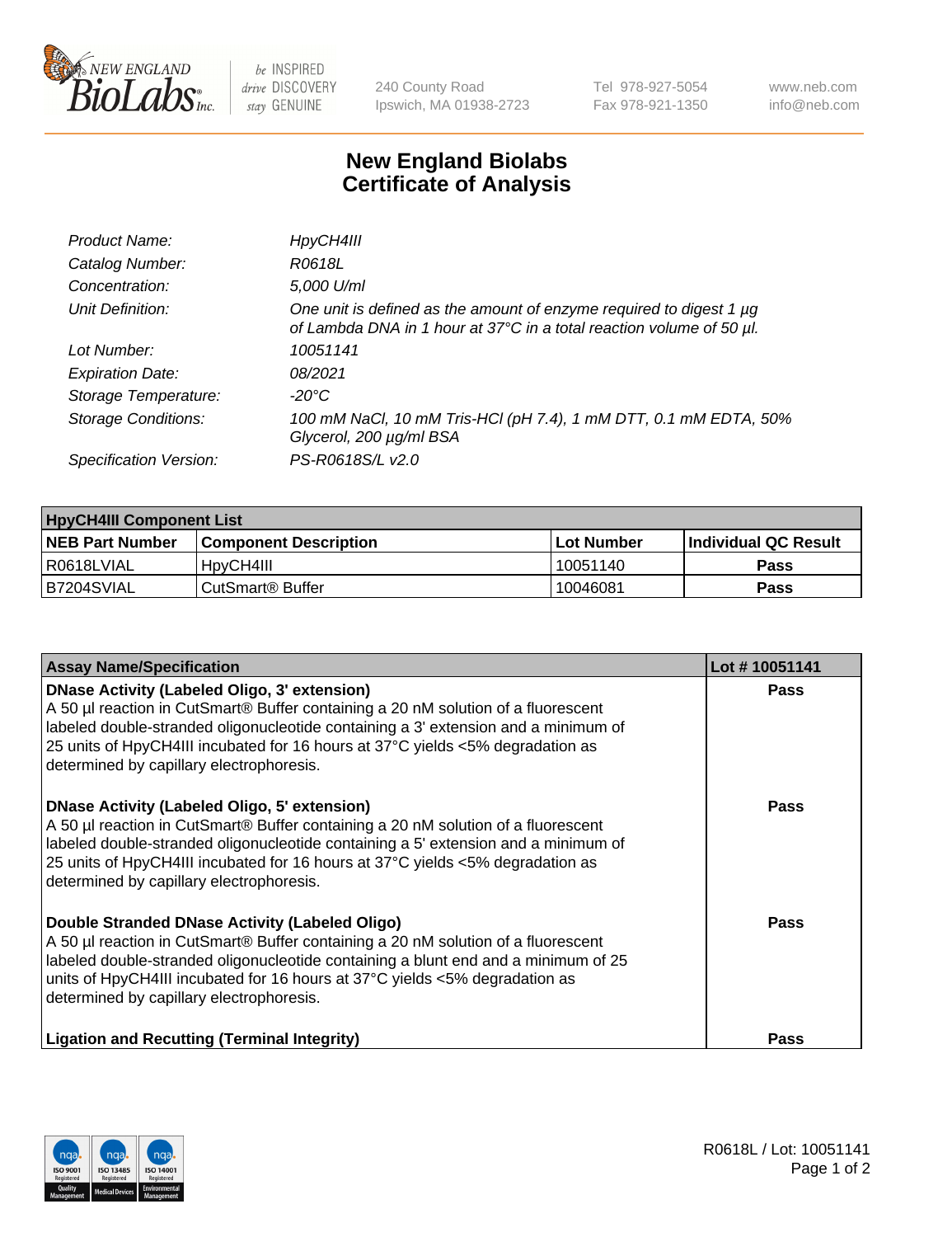# New England Biolabs Certificate of Analysis

| | |
|---|---|
| *Product Name:* | *HpyCH4III* |
| *Catalog Number:* | *R0618L* |
| *Concentration:* | *5,000 U/ml* |
| *Unit Definition:* | *One unit is defined as the amount of enzyme required to digest 1 µg of Lambda DNA in 1 hour at 37°C in a total reaction volume of 50 µl.* |
| *Lot Number:* | *10051141* |
| *Expiration Date:* | *08/2021* |
| *Storage Temperature:* | *-20°C* |
| *Storage Conditions:* | *100 mM NaCl, 10 mM Tris-HCl (pH 7.4), 1 mM DTT, 0.1 mM EDTA, 50% Glycerol, 200 µg/ml BSA* |
| *Specification Version:* | *PS-R0618S/L v2.0* |

| **HpyCH4III Component List** | | | |
|---|---|---|---|
| **NEB Part Number** | **Component Description** | **Lot Number** | **Individual QC Result** |
| R0618LVIAL | HpyCH4III | 10051140 | **Pass** |
| B7204SVIAL | CutSmart® Buffer | 10046081 | **Pass** |

| Assay Name/Specification | Lot # 10051141 |
|---|---|
| **DNase Activity (Labeled Oligo, 3' extension)**<br>A 50 µl reaction in CutSmart® Buffer containing a 20 nM solution of a fluorescent labeled double-stranded oligonucleotide containing a 3' extension and a minimum of 25 units of HpyCH4III incubated for 16 hours at 37°C yields <5% degradation as determined by capillary electrophoresis. | **Pass** |
| **DNase Activity (Labeled Oligo, 5' extension)**<br>A 50 µl reaction in CutSmart® Buffer containing a 20 nM solution of a fluorescent labeled double-stranded oligonucleotide containing a 5' extension and a minimum of 25 units of HpyCH4III incubated for 16 hours at 37°C yields <5% degradation as determined by capillary electrophoresis. | **Pass** |
| **Double Stranded DNase Activity (Labeled Oligo)**<br>A 50 µl reaction in CutSmart® Buffer containing a 20 nM solution of a fluorescent labeled double-stranded oligonucleotide containing a blunt end and a minimum of 25 units of HpyCH4III incubated for 16 hours at 37°C yields <5% degradation as determined by capillary electrophoresis. | **Pass** |
| **Ligation and Recutting (Terminal Integrity)** | **Pass** |

R0618L / Lot: 10051141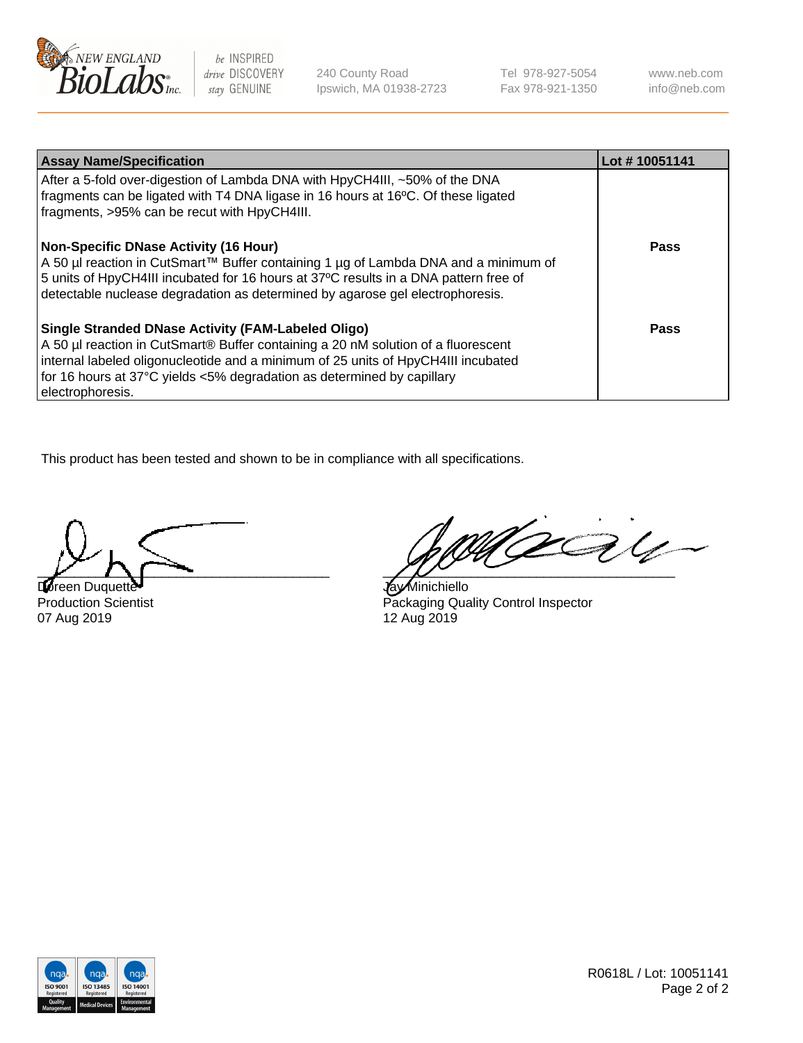New England BioLabs Inc. — be INSPIRED drive DISCOVERY stay GENUINE

240 County Road
Ipswich, MA 01938-2723

Tel 978-927-5054
Fax 978-921-1350

www.neb.com
info@neb.com

| Assay Name/Specification | Lot # 10051141 |
|---|---|
| After a 5-fold over-digestion of Lambda DNA with HpyCH4III, ~50% of the DNA fragments can be ligated with T4 DNA ligase in 16 hours at 16ºC. Of these ligated fragments, >95% can be recut with HpyCH4III. | |
| **Non-Specific DNase Activity (16 Hour)**<br>A 50 µl reaction in CutSmart™ Buffer containing 1 µg of Lambda DNA and a minimum of 5 units of HpyCH4III incubated for 16 hours at 37ºC results in a DNA pattern free of detectable nuclease degradation as determined by agarose gel electrophoresis. | **Pass** |
| **Single Stranded DNase Activity (FAM-Labeled Oligo)**<br>A 50 µl reaction in CutSmart® Buffer containing a 20 nM solution of a fluorescent internal labeled oligonucleotide and a minimum of 25 units of HpyCH4III incubated for 16 hours at 37°C yields <5% degradation as determined by capillary electrophoresis. | **Pass** |

This product has been tested and shown to be in compliance with all specifications.

Doreen Duquette
Production Scientist
07 Aug 2019

Jay Minichiello
Packaging Quality Control Inspector
12 Aug 2019

R0618L / Lot: 10051141